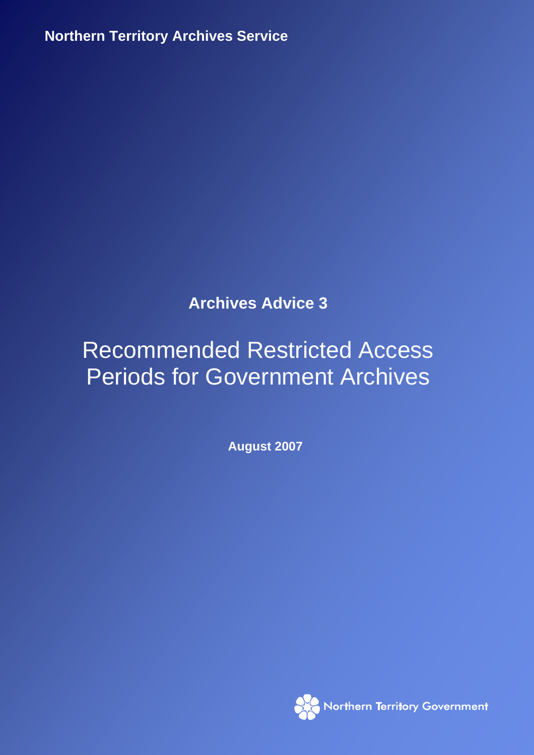**Northern Territory Archives Service**

**Archives Advice 3**

# Recommended Restricted Access Periods for Government Archives

**August 2007**

Northern Territory Government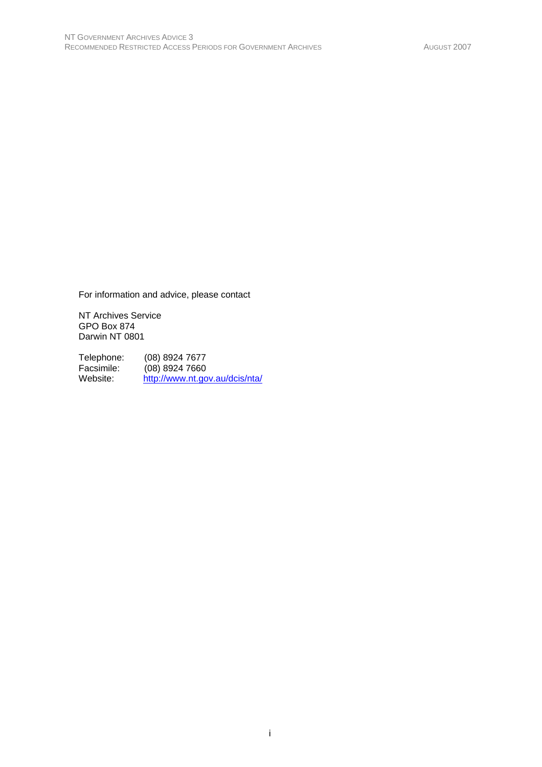For information and advice, please contact

NT Archives Service
GPO Box 874
Darwin NT 0801

Telephone: (08) 8924 7677
Facsimile: (08) 8924 7660
Website: http://www.nt.gov.au/dcis/nta/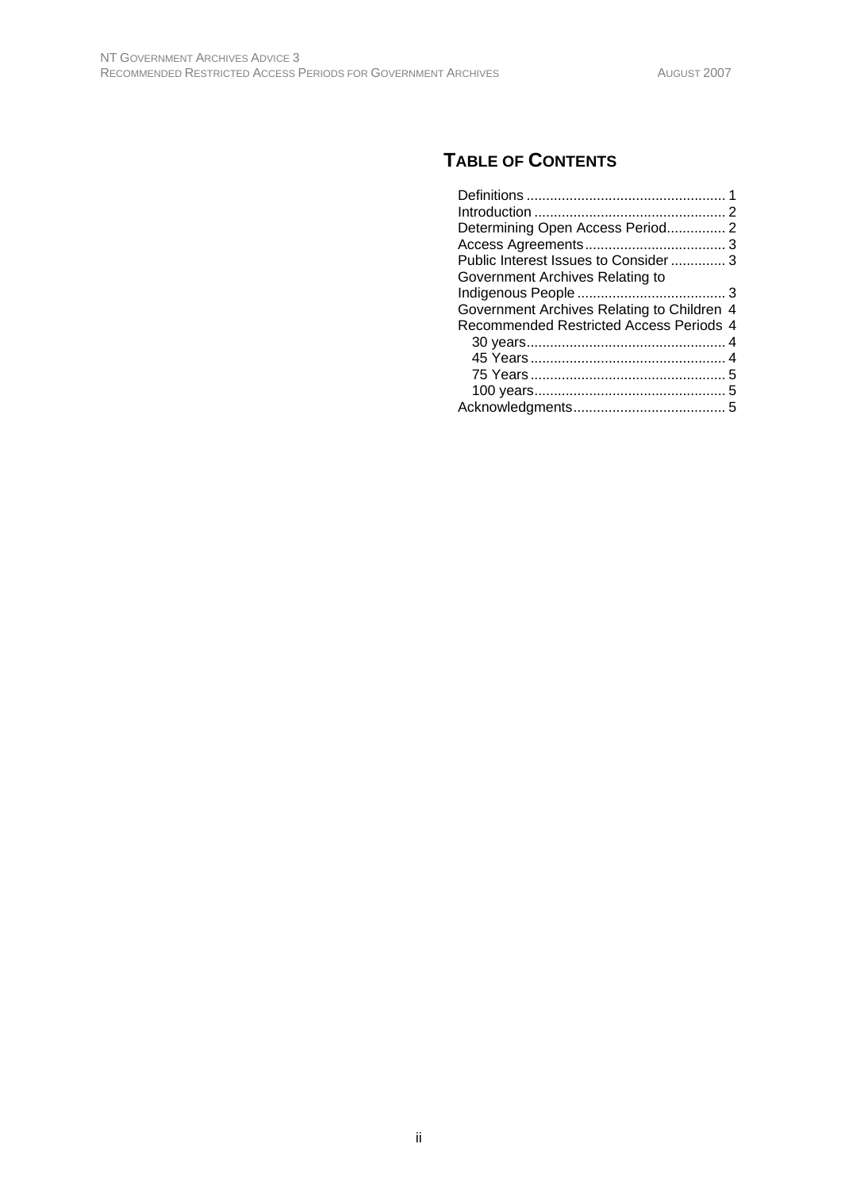## TABLE OF CONTENTS

Definitions .................................................. 1
Introduction ................................................ 2
Determining Open Access Period............... 2
Access Agreements.................................... 3
Public Interest Issues to Consider .............. 3
Government Archives Relating to Indigenous People ...................................... 3
Government Archives Relating to Children 4
Recommended Restricted Access Periods 4
- 30 years................................................... 4
- 45 Years .................................................. 4
- 75 Years .................................................. 5
- 100 years................................................. 5

Acknowledgments....................................... 5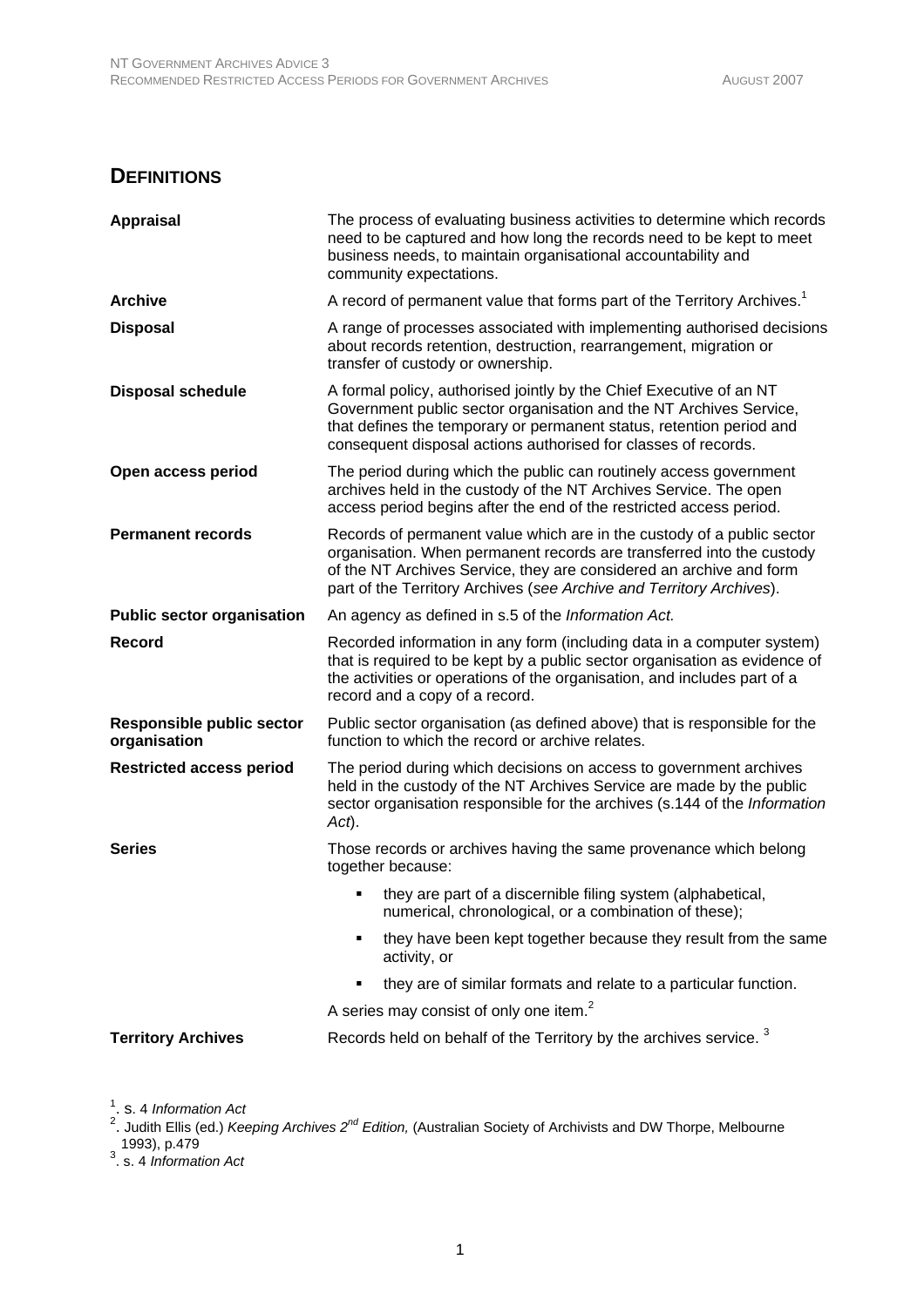## DEFINITIONS

| | |
|---|---|
| **Appraisal** | The process of evaluating business activities to determine which records need to be captured and how long the records need to be kept to meet business needs, to maintain organisational accountability and community expectations. |
| **Archive** | A record of permanent value that forms part of the Territory Archives.[1] |
| **Disposal** | A range of processes associated with implementing authorised decisions about records retention, destruction, rearrangement, migration or transfer of custody or ownership. |
| **Disposal schedule** | A formal policy, authorised jointly by the Chief Executive of an NT Government public sector organisation and the NT Archives Service, that defines the temporary or permanent status, retention period and consequent disposal actions authorised for classes of records. |
| **Open access period** | The period during which the public can routinely access government archives held in the custody of the NT Archives Service. The open access period begins after the end of the restricted access period. |
| **Permanent records** | Records of permanent value which are in the custody of a public sector organisation. When permanent records are transferred into the custody of the NT Archives Service, they are considered an archive and form part of the Territory Archives (*see Archive and Territory Archives*). |
| **Public sector organisation** | An agency as defined in s.5 of the *Information Act.* |
| **Record** | Recorded information in any form (including data in a computer system) that is required to be kept by a public sector organisation as evidence of the activities or operations of the organisation, and includes part of a record and a copy of a record. |
| **Responsible public sector organisation** | Public sector organisation (as defined above) that is responsible for the function to which the record or archive relates. |
| **Restricted access period** | The period during which decisions on access to government archives held in the custody of the NT Archives Service are made by the public sector organisation responsible for the archives (s.144 of the *Information Act*). |
| **Series** | Those records or archives having the same provenance which belong together because: <br>▪ they are part of a discernible filing system (alphabetical, numerical, chronological, or a combination of these); <br>▪ they have been kept together because they result from the same activity, or <br>▪ they are of similar formats and relate to a particular function. <br>A series may consist of only one item.[2] |
| **Territory Archives** | Records held on behalf of the Territory by the archives service. [3] |

[1]. s. 4 *Information Act*

[2]. Judith Ellis (ed.) *Keeping Archives 2nd Edition,* (Australian Society of Archivists and DW Thorpe, Melbourne 1993), p.479

[3]. s. 4 *Information Act*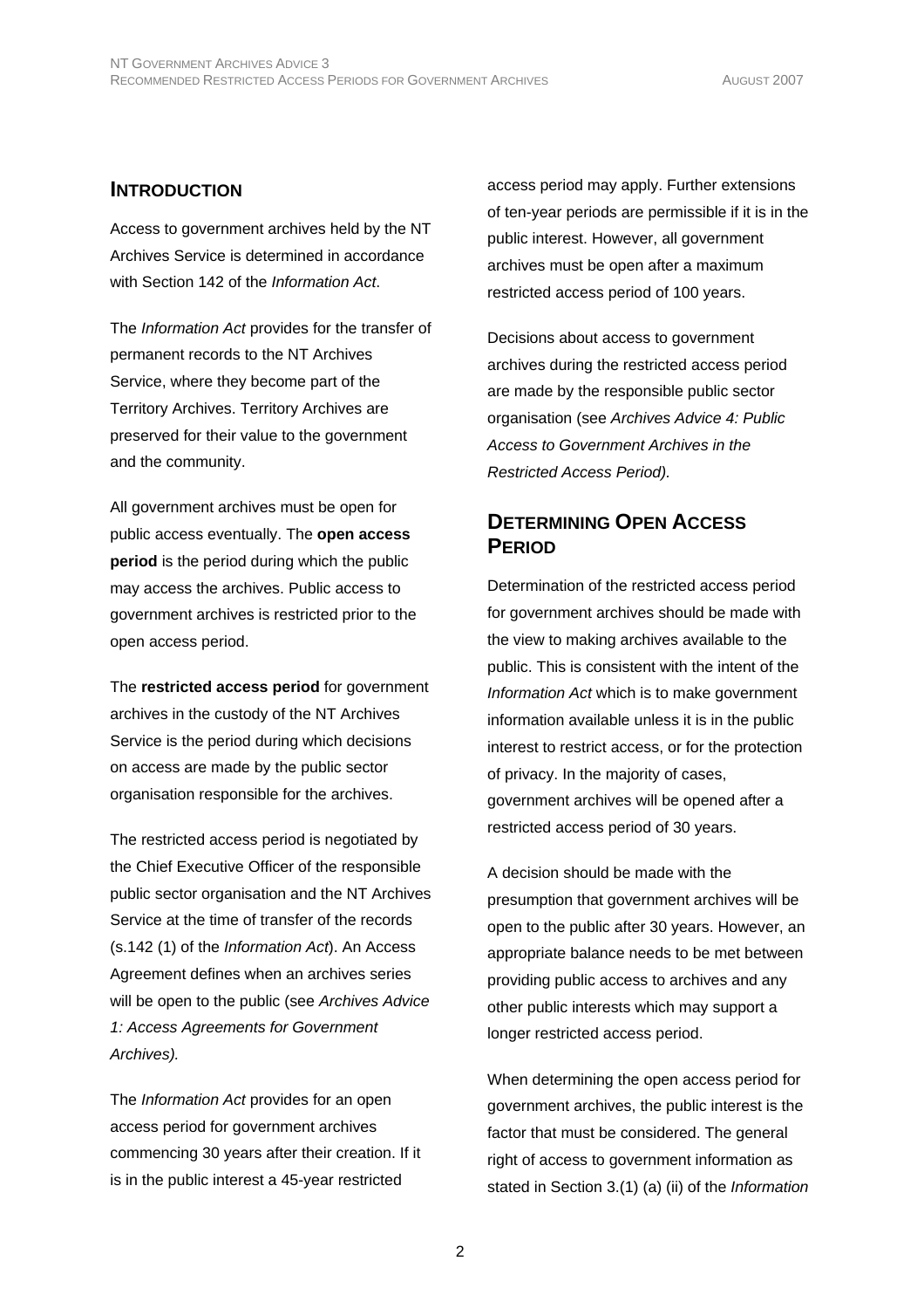## INTRODUCTION

Access to government archives held by the NT Archives Service is determined in accordance with Section 142 of the *Information Act*.

The *Information Act* provides for the transfer of permanent records to the NT Archives Service, where they become part of the Territory Archives. Territory Archives are preserved for their value to the government and the community.

All government archives must be open for public access eventually. The **open access period** is the period during which the public may access the archives. Public access to government archives is restricted prior to the open access period.

The **restricted access period** for government archives in the custody of the NT Archives Service is the period during which decisions on access are made by the public sector organisation responsible for the archives.

The restricted access period is negotiated by the Chief Executive Officer of the responsible public sector organisation and the NT Archives Service at the time of transfer of the records (s.142 (1) of the *Information Act*). An Access Agreement defines when an archives series will be open to the public (see *Archives Advice 1: Access Agreements for Government Archives).*

The *Information Act* provides for an open access period for government archives commencing 30 years after their creation. If it is in the public interest a 45-year restricted access period may apply. Further extensions of ten-year periods are permissible if it is in the public interest. However, all government archives must be open after a maximum restricted access period of 100 years.

Decisions about access to government archives during the restricted access period are made by the responsible public sector organisation (see *Archives Advice 4: Public Access to Government Archives in the Restricted Access Period).*

## DETERMINING OPEN ACCESS PERIOD

Determination of the restricted access period for government archives should be made with the view to making archives available to the public. This is consistent with the intent of the *Information Act* which is to make government information available unless it is in the public interest to restrict access, or for the protection of privacy. In the majority of cases, government archives will be opened after a restricted access period of 30 years.

A decision should be made with the presumption that government archives will be open to the public after 30 years. However, an appropriate balance needs to be met between providing public access to archives and any other public interests which may support a longer restricted access period.

When determining the open access period for government archives, the public interest is the factor that must be considered. The general right of access to government information as stated in Section 3.(1) (a) (ii) of the *Information*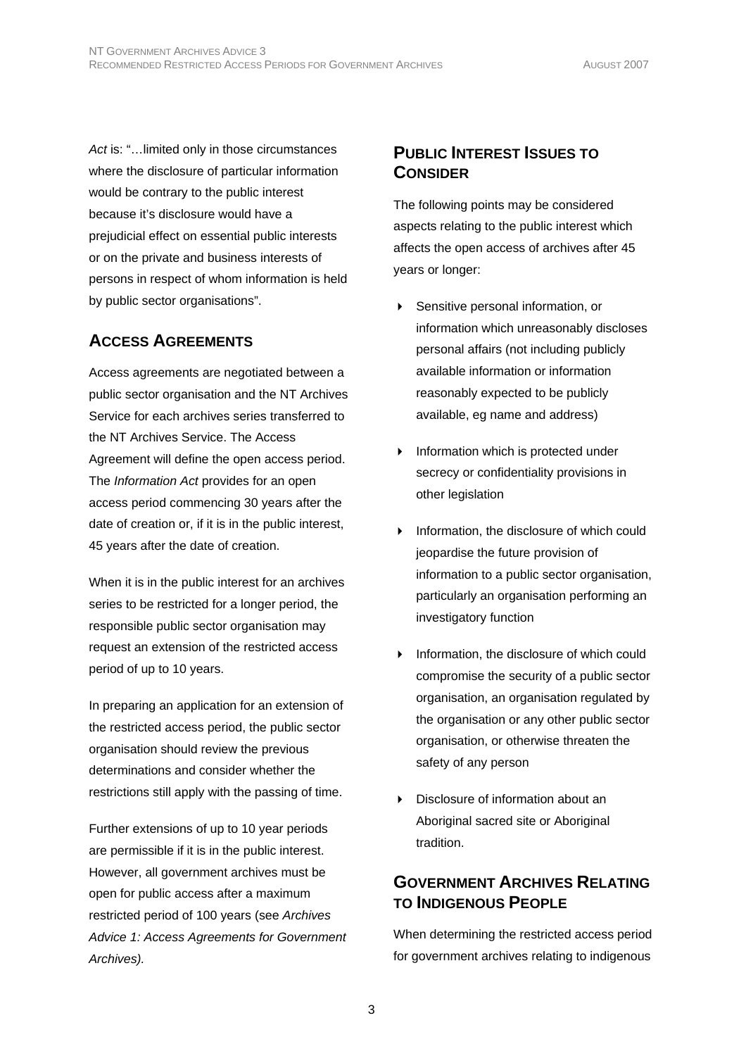*Act* is: "…limited only in those circumstances where the disclosure of particular information would be contrary to the public interest because it's disclosure would have a prejudicial effect on essential public interests or on the private and business interests of persons in respect of whom information is held by public sector organisations".

## Access Agreements

Access agreements are negotiated between a public sector organisation and the NT Archives Service for each archives series transferred to the NT Archives Service. The Access Agreement will define the open access period. The *Information Act* provides for an open access period commencing 30 years after the date of creation or, if it is in the public interest, 45 years after the date of creation.

When it is in the public interest for an archives series to be restricted for a longer period, the responsible public sector organisation may request an extension of the restricted access period of up to 10 years.

In preparing an application for an extension of the restricted access period, the public sector organisation should review the previous determinations and consider whether the restrictions still apply with the passing of time.

Further extensions of up to 10 year periods are permissible if it is in the public interest. However, all government archives must be open for public access after a maximum restricted period of 100 years (see *Archives Advice 1: Access Agreements for Government Archives).*

## Public Interest Issues to Consider

The following points may be considered aspects relating to the public interest which affects the open access of archives after 45 years or longer:

- Sensitive personal information, or information which unreasonably discloses personal affairs (not including publicly available information or information reasonably expected to be publicly available, eg name and address)
- Information which is protected under secrecy or confidentiality provisions in other legislation
- Information, the disclosure of which could jeopardise the future provision of information to a public sector organisation, particularly an organisation performing an investigatory function
- Information, the disclosure of which could compromise the security of a public sector organisation, an organisation regulated by the organisation or any other public sector organisation, or otherwise threaten the safety of any person
- Disclosure of information about an Aboriginal sacred site or Aboriginal tradition.

## Government Archives Relating to Indigenous People

When determining the restricted access period for government archives relating to indigenous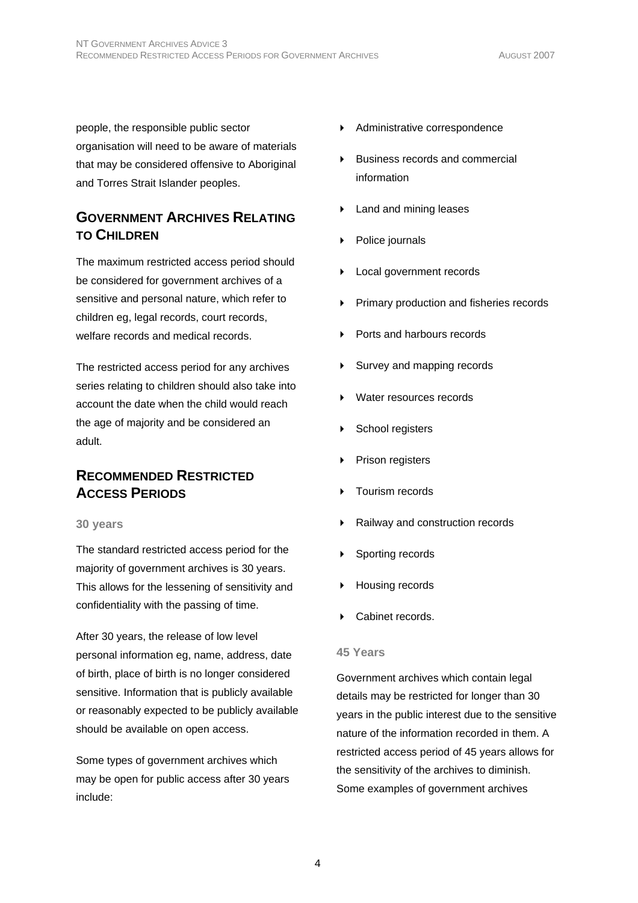people, the responsible public sector organisation will need to be aware of materials that may be considered offensive to Aboriginal and Torres Strait Islander peoples.

## Government Archives Relating to Children

The maximum restricted access period should be considered for government archives of a sensitive and personal nature, which refer to children eg, legal records, court records, welfare records and medical records.

The restricted access period for any archives series relating to children should also take into account the date when the child would reach the age of majority and be considered an adult.

## Recommended Restricted Access Periods

### 30 years

The standard restricted access period for the majority of government archives is 30 years. This allows for the lessening of sensitivity and confidentiality with the passing of time.

After 30 years, the release of low level personal information eg, name, address, date of birth, place of birth is no longer considered sensitive. Information that is publicly available or reasonably expected to be publicly available should be available on open access.

Some types of government archives which may be open for public access after 30 years include:

- Administrative correspondence
- Business records and commercial information
- Land and mining leases
- Police journals
- Local government records
- Primary production and fisheries records
- Ports and harbours records
- Survey and mapping records
- Water resources records
- School registers
- Prison registers
- Tourism records
- Railway and construction records
- Sporting records
- Housing records
- Cabinet records.

### 45 Years

Government archives which contain legal details may be restricted for longer than 30 years in the public interest due to the sensitive nature of the information recorded in them. A restricted access period of 45 years allows for the sensitivity of the archives to diminish. Some examples of government archives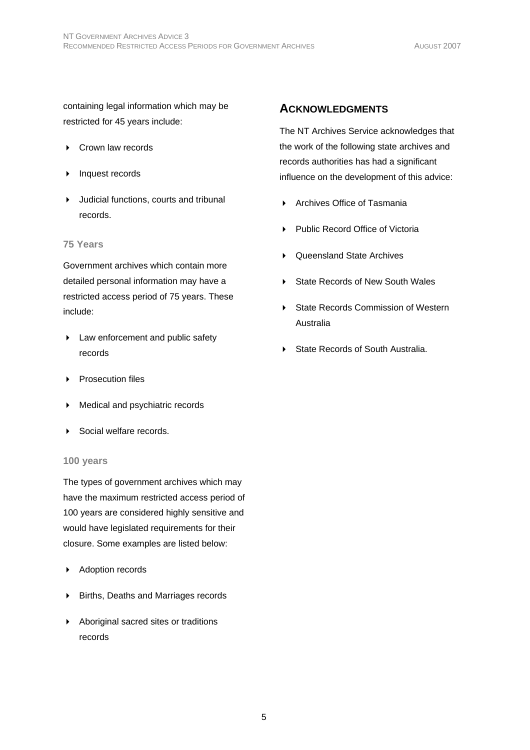containing legal information which may be restricted for 45 years include:

- Crown law records
- Inquest records
- Judicial functions, courts and tribunal records.

### 75 Years

Government archives which contain more detailed personal information may have a restricted access period of 75 years. These include:

- Law enforcement and public safety records
- Prosecution files
- Medical and psychiatric records
- Social welfare records.

### 100 years

The types of government archives which may have the maximum restricted access period of 100 years are considered highly sensitive and would have legislated requirements for their closure. Some examples are listed below:

- Adoption records
- Births, Deaths and Marriages records
- Aboriginal sacred sites or traditions records

## ACKNOWLEDGMENTS

The NT Archives Service acknowledges that the work of the following state archives and records authorities has had a significant influence on the development of this advice:

- Archives Office of Tasmania
- Public Record Office of Victoria
- Queensland State Archives
- State Records of New South Wales
- State Records Commission of Western Australia
- State Records of South Australia.